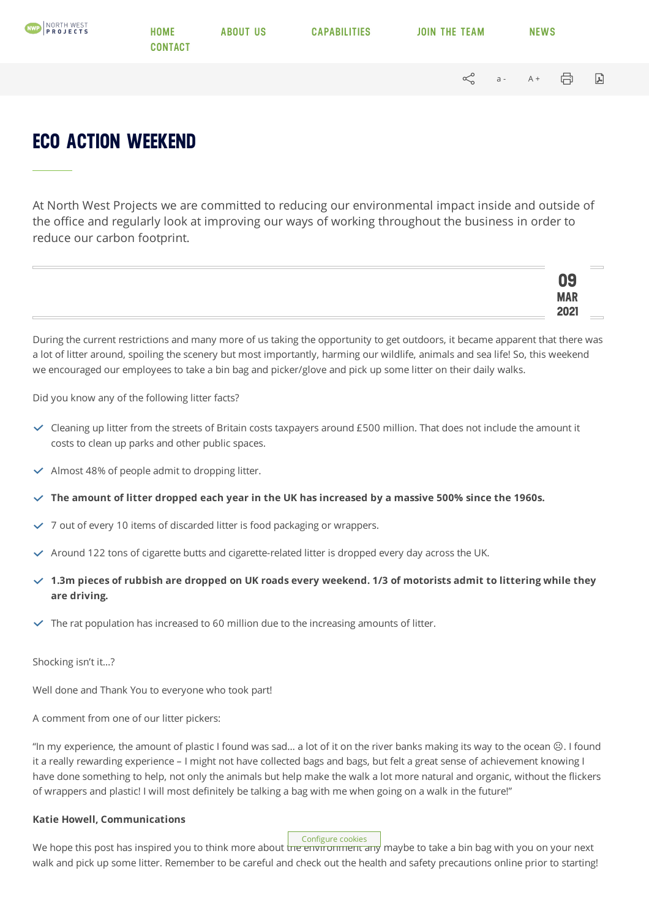# ECO ACTION WEEKEND

At North West Projects we are committed to reducing our environmental impact inside and outside of the office and regularly look at improving our ways of working throughout the business in order to reduce our carbon footprint.

09
MAR
2021

During the current restrictions and many more of us taking the opportunity to get outdoors, it became apparent that there was a lot of litter around, spoiling the scenery but most importantly, harming our wildlife, animals and sea life! So, this weekend we encouraged our employees to take a bin bag and picker/glove and pick up some litter on their daily walks.

Did you know any of the following litter facts?

- Cleaning up litter from the streets of Britain costs taxpayers around £500 million. That does not include the amount it costs to clean up parks and other public spaces.
- Almost 48% of people admit to dropping litter.
- **The amount of litter dropped each year in the UK has increased by a massive 500% since the 1960s.**
- 7 out of every 10 items of discarded litter is food packaging or wrappers.
- Around 122 tons of cigarette butts and cigarette-related litter is dropped every day across the UK.
- **1.3m pieces of rubbish are dropped on UK roads every weekend. 1/3 of motorists admit to littering while they are driving.**
- The rat population has increased to 60 million due to the increasing amounts of litter.

Shocking isn't it…?

Well done and Thank You to everyone who took part!

A comment from one of our litter pickers:

"In my experience, the amount of plastic I found was sad… a lot of it on the river banks making its way to the ocean ☹. I found it a really rewarding experience – I might not have collected bags and bags, but felt a great sense of achievement knowing I have done something to help, not only the animals but help make the walk a lot more natural and organic, without the flickers of wrappers and plastic! I will most definitely be talking a bag with me when going on a walk in the future!"

**Katie Howell, Communications**

We hope this post has inspired you to think more about the environment any maybe to take a bin bag with you on your next walk and pick up some litter. Remember to be careful and check out the health and safety precautions online prior to starting!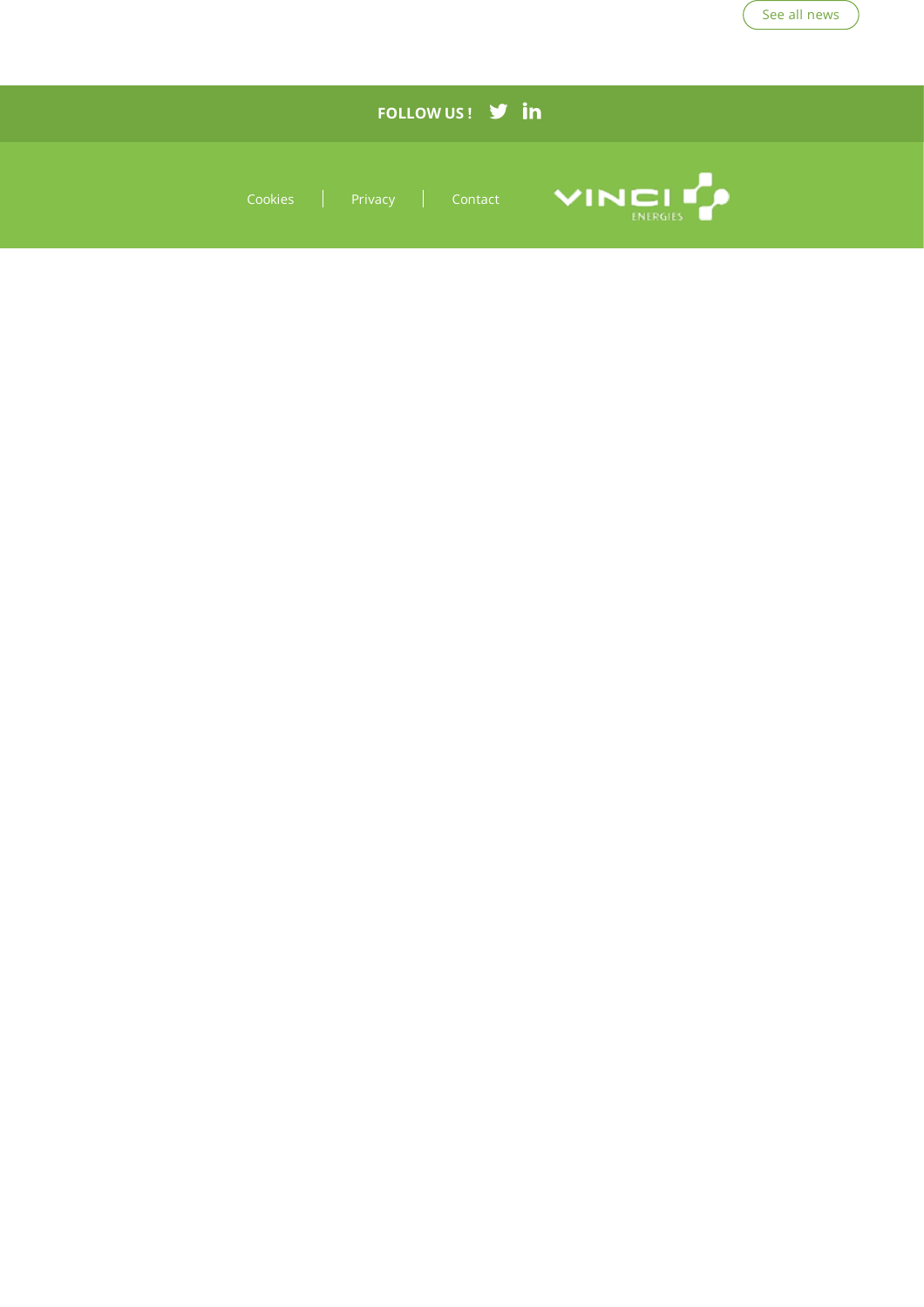See all news

FOLLOW US !

Cookies | Privacy | Contact